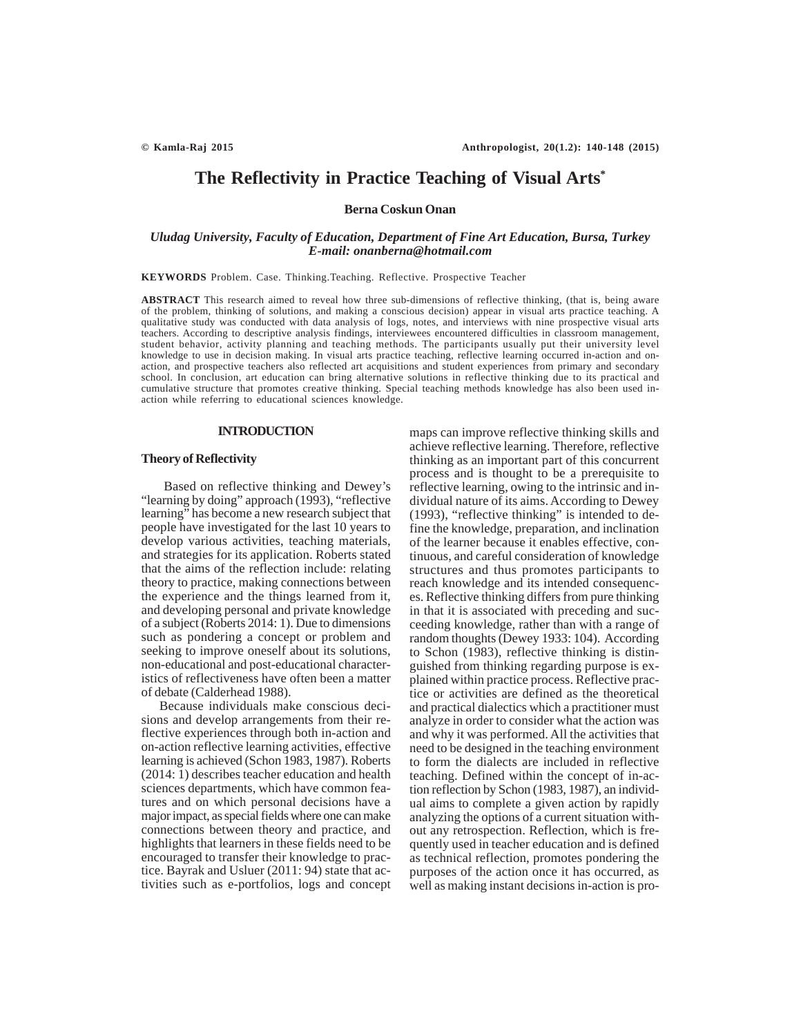# The Reflectivity in Practice Teaching of Visual Arts*

**Berna Coskun Onan**

*Uludag University, Faculty of Education, Department of Fine Art Education, Bursa, Turkey*
*E-mail: onanberna@hotmail.com*

**KEYWORDS** Problem. Case. Thinking.Teaching. Reflective. Prospective Teacher

**ABSTRACT** This research aimed to reveal how three sub-dimensions of reflective thinking, (that is, being aware of the problem, thinking of solutions, and making a conscious decision) appear in visual arts practice teaching. A qualitative study was conducted with data analysis of logs, notes, and interviews with nine prospective visual arts teachers. According to descriptive analysis findings, interviewees encountered difficulties in classroom management, student behavior, activity planning and teaching methods. The participants usually put their university level knowledge to use in decision making. In visual arts practice teaching, reflective learning occurred in-action and on-action, and prospective teachers also reflected art acquisitions and student experiences from primary and secondary school. In conclusion, art education can bring alternative solutions in reflective thinking due to its practical and cumulative structure that promotes creative thinking. Special teaching methods knowledge has also been used in-action while referring to educational sciences knowledge.

## INTRODUCTION

### Theory of Reflectivity

Based on reflective thinking and Dewey's "learning by doing" approach (1993), "reflective learning" has become a new research subject that people have investigated for the last 10 years to develop various activities, teaching materials, and strategies for its application. Roberts stated that the aims of the reflection include: relating theory to practice, making connections between the experience and the things learned from it, and developing personal and private knowledge of a subject (Roberts 2014: 1). Due to dimensions such as pondering a concept or problem and seeking to improve oneself about its solutions, non-educational and post-educational characteristics of reflectiveness have often been a matter of debate (Calderhead 1988).

Because individuals make conscious decisions and develop arrangements from their reflective experiences through both in-action and on-action reflective learning activities, effective learning is achieved (Schon 1983, 1987). Roberts (2014: 1) describes teacher education and health sciences departments, which have common features and on which personal decisions have a major impact, as special fields where one can make connections between theory and practice, and highlights that learners in these fields need to be encouraged to transfer their knowledge to practice. Bayrak and Usluer (2011: 94) state that activities such as e-portfolios, logs and concept maps can improve reflective thinking skills and achieve reflective learning. Therefore, reflective thinking as an important part of this concurrent process and is thought to be a prerequisite to reflective learning, owing to the intrinsic and individual nature of its aims. According to Dewey (1993), "reflective thinking" is intended to define the knowledge, preparation, and inclination of the learner because it enables effective, continuous, and careful consideration of knowledge structures and thus promotes participants to reach knowledge and its intended consequences. Reflective thinking differs from pure thinking in that it is associated with preceding and succeeding knowledge, rather than with a range of random thoughts (Dewey 1933: 104). According to Schon (1983), reflective thinking is distinguished from thinking regarding purpose is explained within practice process. Reflective practice or activities are defined as the theoretical and practical dialectics which a practitioner must analyze in order to consider what the action was and why it was performed. All the activities that need to be designed in the teaching environment to form the dialects are included in reflective teaching. Defined within the concept of in-action reflection by Schon (1983, 1987), an individual aims to complete a given action by rapidly analyzing the options of a current situation without any retrospection. Reflection, which is frequently used in teacher education and is defined as technical reflection, promotes pondering the purposes of the action once it has occurred, as well as making instant decisions in-action is pro-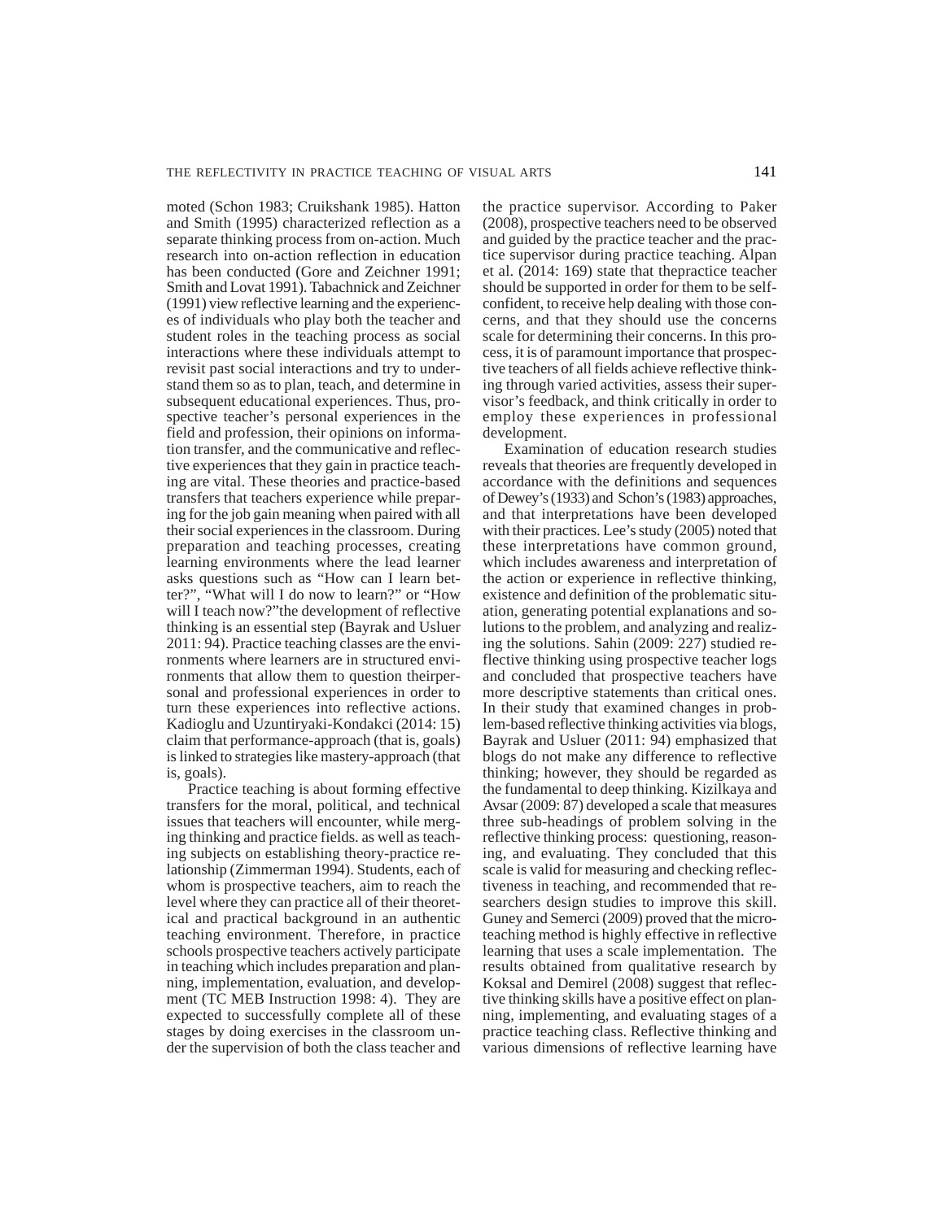moted (Schon 1983; Cruikshank 1985). Hatton and Smith (1995) characterized reflection as a separate thinking process from on-action. Much research into on-action reflection in education has been conducted (Gore and Zeichner 1991; Smith and Lovat 1991). Tabachnick and Zeichner (1991) view reflective learning and the experiences of individuals who play both the teacher and student roles in the teaching process as social interactions where these individuals attempt to revisit past social interactions and try to understand them so as to plan, teach, and determine in subsequent educational experiences. Thus, prospective teacher's personal experiences in the field and profession, their opinions on information transfer, and the communicative and reflective experiences that they gain in practice teaching are vital. These theories and practice-based transfers that teachers experience while preparing for the job gain meaning when paired with all their social experiences in the classroom. During preparation and teaching processes, creating learning environments where the lead learner asks questions such as "How can I learn better?", "What will I do now to learn?" or "How will I teach now?"the development of reflective thinking is an essential step (Bayrak and Usluer 2011: 94). Practice teaching classes are the environments where learners are in structured environments that allow them to question theirpersonal and professional experiences in order to turn these experiences into reflective actions. Kadioglu and Uzuntiryaki-Kondakci (2014: 15) claim that performance-approach (that is, goals) is linked to strategies like mastery-approach (that is, goals).

Practice teaching is about forming effective transfers for the moral, political, and technical issues that teachers will encounter, while merging thinking and practice fields. as well as teaching subjects on establishing theory-practice relationship (Zimmerman 1994). Students, each of whom is prospective teachers, aim to reach the level where they can practice all of their theoretical and practical background in an authentic teaching environment. Therefore, in practice schools prospective teachers actively participate in teaching which includes preparation and planning, implementation, evaluation, and development (TC MEB Instruction 1998: 4). They are expected to successfully complete all of these stages by doing exercises in the classroom under the supervision of both the class teacher and the practice supervisor. According to Paker (2008), prospective teachers need to be observed and guided by the practice teacher and the practice supervisor during practice teaching. Alpan et al. (2014: 169) state that thepractice teacher should be supported in order for them to be self-confident, to receive help dealing with those concerns, and that they should use the concerns scale for determining their concerns. In this process, it is of paramount importance that prospective teachers of all fields achieve reflective thinking through varied activities, assess their supervisor's feedback, and think critically in order to employ these experiences in professional development.

Examination of education research studies reveals that theories are frequently developed in accordance with the definitions and sequences of Dewey's (1933) and Schon's (1983) approaches, and that interpretations have been developed with their practices. Lee's study (2005) noted that these interpretations have common ground, which includes awareness and interpretation of the action or experience in reflective thinking, existence and definition of the problematic situation, generating potential explanations and solutions to the problem, and analyzing and realizing the solutions. Sahin (2009: 227) studied reflective thinking using prospective teacher logs and concluded that prospective teachers have more descriptive statements than critical ones. In their study that examined changes in problem-based reflective thinking activities via blogs, Bayrak and Usluer (2011: 94) emphasized that blogs do not make any difference to reflective thinking; however, they should be regarded as the fundamental to deep thinking. Kizilkaya and Avsar (2009: 87) developed a scale that measures three sub-headings of problem solving in the reflective thinking process: questioning, reasoning, and evaluating. They concluded that this scale is valid for measuring and checking reflectiveness in teaching, and recommended that researchers design studies to improve this skill. Guney and Semerci (2009) proved that the microteaching method is highly effective in reflective learning that uses a scale implementation. The results obtained from qualitative research by Koksal and Demirel (2008) suggest that reflective thinking skills have a positive effect on planning, implementing, and evaluating stages of a practice teaching class. Reflective thinking and various dimensions of reflective learning have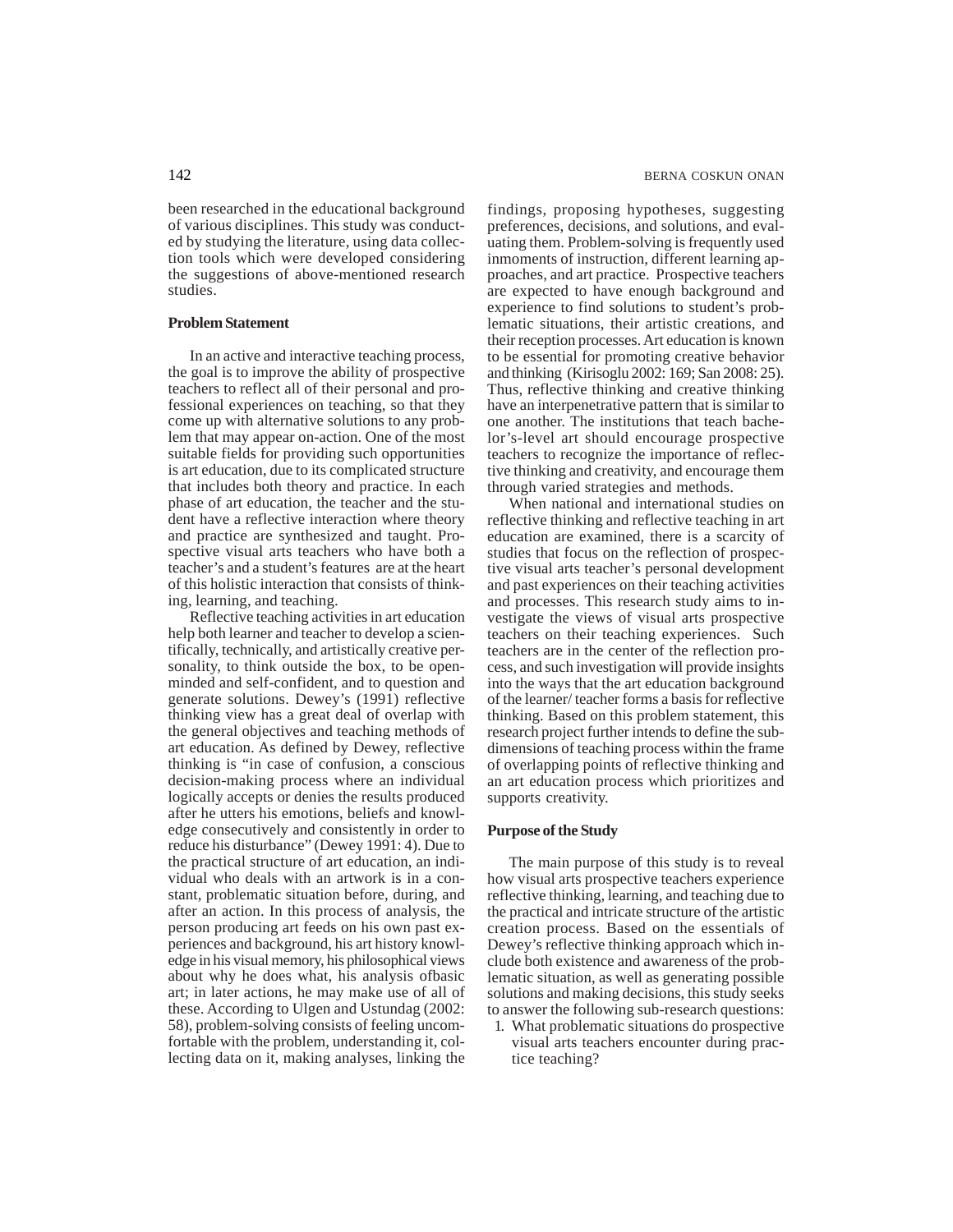been researched in the educational background of various disciplines. This study was conducted by studying the literature, using data collection tools which were developed considering the suggestions of above-mentioned research studies.

**Problem Statement**

In an active and interactive teaching process, the goal is to improve the ability of prospective teachers to reflect all of their personal and professional experiences on teaching, so that they come up with alternative solutions to any problem that may appear on-action. One of the most suitable fields for providing such opportunities is art education, due to its complicated structure that includes both theory and practice. In each phase of art education, the teacher and the student have a reflective interaction where theory and practice are synthesized and taught. Prospective visual arts teachers who have both a teacher's and a student's features are at the heart of this holistic interaction that consists of thinking, learning, and teaching.

Reflective teaching activities in art education help both learner and teacher to develop a scientifically, technically, and artistically creative personality, to think outside the box, to be open-minded and self-confident, and to question and generate solutions. Dewey's (1991) reflective thinking view has a great deal of overlap with the general objectives and teaching methods of art education. As defined by Dewey, reflective thinking is "in case of confusion, a conscious decision-making process where an individual logically accepts or denies the results produced after he utters his emotions, beliefs and knowledge consecutively and consistently in order to reduce his disturbance" (Dewey 1991: 4). Due to the practical structure of art education, an individual who deals with an artwork is in a constant, problematic situation before, during, and after an action. In this process of analysis, the person producing art feeds on his own past experiences and background, his art history knowledge in his visual memory, his philosophical views about why he does what, his analysis ofbasic art; in later actions, he may make use of all of these. According to Ulgen and Ustundag (2002: 58), problem-solving consists of feeling uncomfortable with the problem, understanding it, collecting data on it, making analyses, linking the findings, proposing hypotheses, suggesting preferences, decisions, and solutions, and evaluating them. Problem-solving is frequently used inmoments of instruction, different learning approaches, and art practice. Prospective teachers are expected to have enough background and experience to find solutions to student's problematic situations, their artistic creations, and their reception processes. Art education is known to be essential for promoting creative behavior and thinking (Kirisoglu 2002: 169; San 2008: 25). Thus, reflective thinking and creative thinking have an interpenetrative pattern that is similar to one another. The institutions that teach bachelor's-level art should encourage prospective teachers to recognize the importance of reflective thinking and creativity, and encourage them through varied strategies and methods.

When national and international studies on reflective thinking and reflective teaching in art education are examined, there is a scarcity of studies that focus on the reflection of prospective visual arts teacher's personal development and past experiences on their teaching activities and processes. This research study aims to investigate the views of visual arts prospective teachers on their teaching experiences. Such teachers are in the center of the reflection process, and such investigation will provide insights into the ways that the art education background of the learner/ teacher forms a basis for reflective thinking. Based on this problem statement, this research project further intends to define the sub-dimensions of teaching process within the frame of overlapping points of reflective thinking and an art education process which prioritizes and supports creativity.

**Purpose of the Study**

The main purpose of this study is to reveal how visual arts prospective teachers experience reflective thinking, learning, and teaching due to the practical and intricate structure of the artistic creation process. Based on the essentials of Dewey's reflective thinking approach which include both existence and awareness of the problematic situation, as well as generating possible solutions and making decisions, this study seeks to answer the following sub-research questions:

1. What problematic situations do prospective visual arts teachers encounter during practice teaching?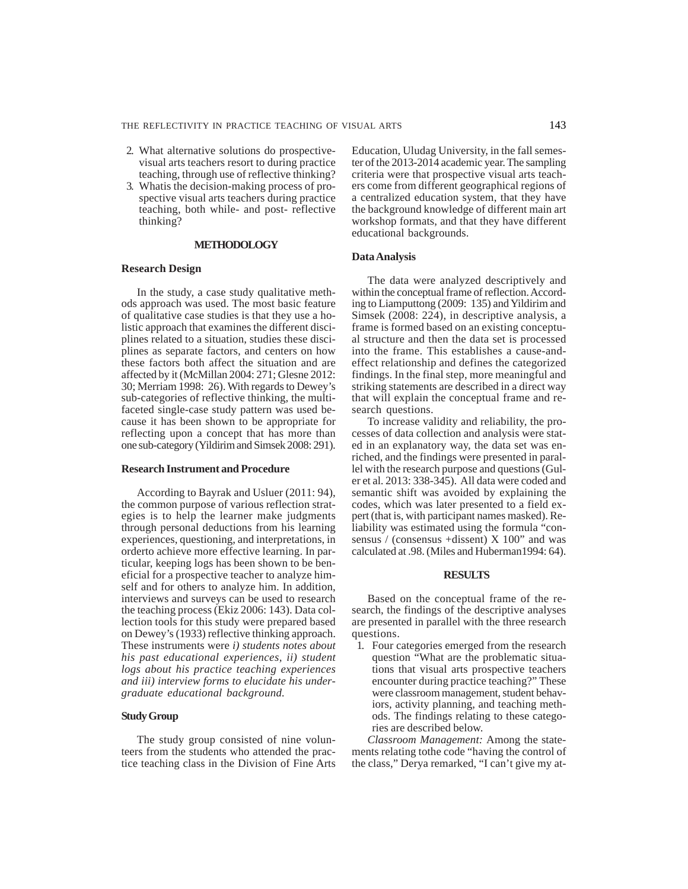2. What alternative solutions do prospective visual arts teachers resort to during practice teaching, through use of reflective thinking?
3. Whatis the decision-making process of prospective visual arts teachers during practice teaching, both while- and post- reflective thinking?

## METHODOLOGY

### Research Design

In the study, a case study qualitative methods approach was used. The most basic feature of qualitative case studies is that they use a holistic approach that examines the different disciplines related to a situation, studies these disciplines as separate factors, and centers on how these factors both affect the situation and are affected by it (McMillan 2004: 271; Glesne 2012: 30; Merriam 1998: 26). With regards to Dewey's sub-categories of reflective thinking, the multifaceted single-case study pattern was used because it has been shown to be appropriate for reflecting upon a concept that has more than one sub-category (Yildirim and Simsek 2008: 291).

### Research Instrument and Procedure

According to Bayrak and Usluer (2011: 94), the common purpose of various reflection strategies is to help the learner make judgments through personal deductions from his learning experiences, questioning, and interpretations, in orderto achieve more effective learning. In particular, keeping logs has been shown to be beneficial for a prospective teacher to analyze himself and for others to analyze him. In addition, interviews and surveys can be used to research the teaching process (Ekiz 2006: 143). Data collection tools for this study were prepared based on Dewey's (1933) reflective thinking approach. These instruments were *i) students notes about his past educational experiences, ii) student logs about his practice teaching experiences and iii) interview forms to elucidate his undergraduate educational background.*

### Study Group

The study group consisted of nine volunteers from the students who attended the practice teaching class in the Division of Fine Arts Education, Uludag University, in the fall semester of the 2013-2014 academic year. The sampling criteria were that prospective visual arts teachers come from different geographical regions of a centralized education system, that they have the background knowledge of different main art workshop formats, and that they have different educational backgrounds.

### Data Analysis

The data were analyzed descriptively and within the conceptual frame of reflection. According to Liamputtong (2009: 135) and Yildirim and Simsek (2008: 224), in descriptive analysis, a frame is formed based on an existing conceptual structure and then the data set is processed into the frame. This establishes a cause-and-effect relationship and defines the categorized findings. In the final step, more meaningful and striking statements are described in a direct way that will explain the conceptual frame and research questions.

To increase validity and reliability, the processes of data collection and analysis were stated in an explanatory way, the data set was enriched, and the findings were presented in parallel with the research purpose and questions (Guler et al. 2013: 338-345). All data were coded and semantic shift was avoided by explaining the codes, which was later presented to a field expert (that is, with participant names masked). Reliability was estimated using the formula "consensus / (consensus +dissent) X 100" and was calculated at .98. (Miles and Huberman1994: 64).

## RESULTS

Based on the conceptual frame of the research, the findings of the descriptive analyses are presented in parallel with the three research questions.

1. Four categories emerged from the research question "What are the problematic situations that visual arts prospective teachers encounter during practice teaching?" These were classroom management, student behaviors, activity planning, and teaching methods. The findings relating to these categories are described below.

*Classroom Management:* Among the statements relating tothe code "having the control of the class," Derya remarked, "I can't give my at-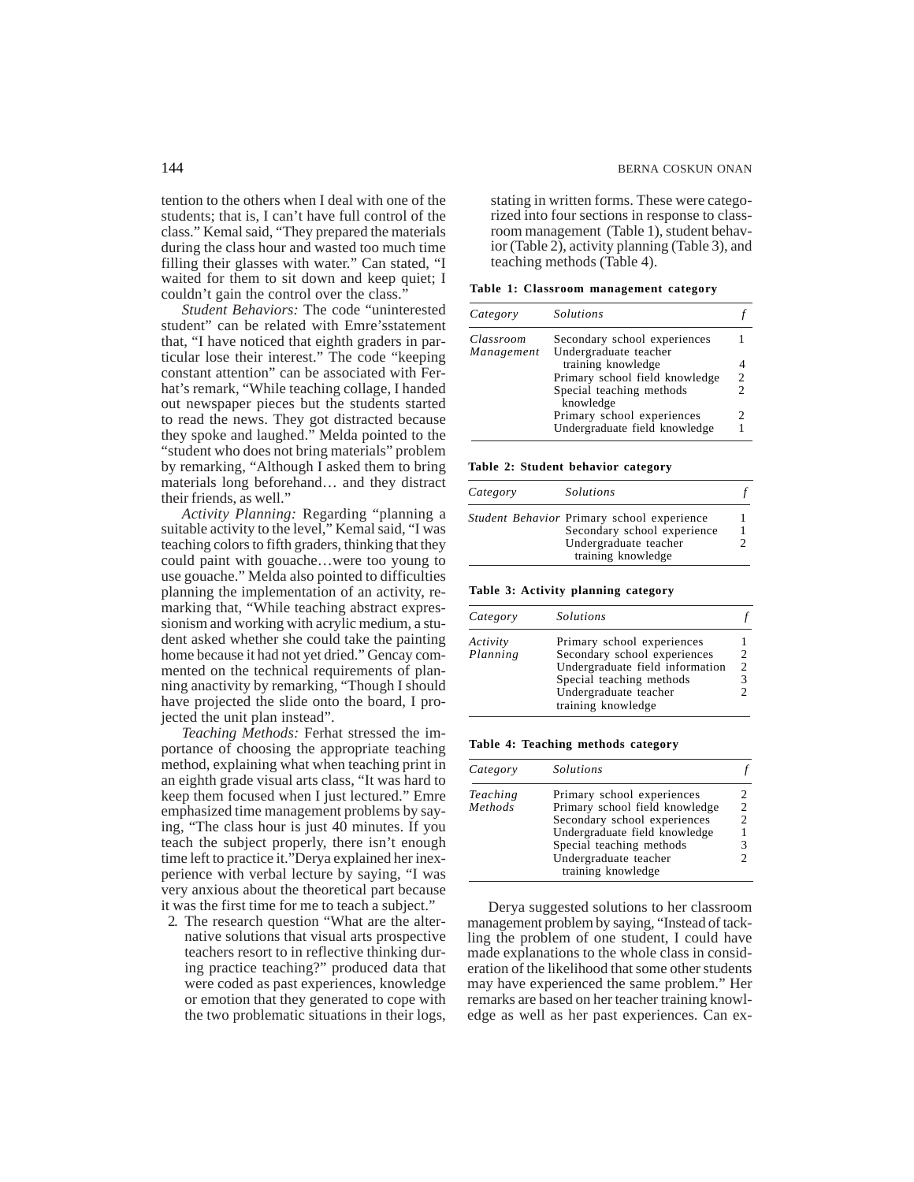tention to the others when I deal with one of the students; that is, I can't have full control of the class." Kemal said, "They prepared the materials during the class hour and wasted too much time filling their glasses with water." Can stated, "I waited for them to sit down and keep quiet; I couldn't gain the control over the class."

*Student Behaviors:* The code "uninterested student" can be related with Emre'sstatement that, "I have noticed that eighth graders in particular lose their interest." The code "keeping constant attention" can be associated with Ferhat's remark, "While teaching collage, I handed out newspaper pieces but the students started to read the news. They got distracted because they spoke and laughed." Melda pointed to the "student who does not bring materials" problem by remarking, "Although I asked them to bring materials long beforehand… and they distract their friends, as well."

*Activity Planning:* Regarding "planning a suitable activity to the level," Kemal said, "I was teaching colors to fifth graders, thinking that they could paint with gouache…were too young to use gouache." Melda also pointed to difficulties planning the implementation of an activity, remarking that, "While teaching abstract expressionism and working with acrylic medium, a student asked whether she could take the painting home because it had not yet dried." Gencay commented on the technical requirements of planning anactivity by remarking, "Though I should have projected the slide onto the board, I projected the unit plan instead".

*Teaching Methods:* Ferhat stressed the importance of choosing the appropriate teaching method, explaining what when teaching print in an eighth grade visual arts class, "It was hard to keep them focused when I just lectured." Emre emphasized time management problems by saying, "The class hour is just 40 minutes. If you teach the subject properly, there isn't enough time left to practice it."Derya explained her inexperience with verbal lecture by saying, "I was very anxious about the theoretical part because it was the first time for me to teach a subject."

2. The research question "What are the alternative solutions that visual arts prospective teachers resort to in reflective thinking during practice teaching?" produced data that were coded as past experiences, knowledge or emotion that they generated to cope with the two problematic situations in their logs, stating in written forms. These were categorized into four sections in response to classroom management (Table 1), student behavior (Table 2), activity planning (Table 3), and teaching methods (Table 4).

**Table 1: Classroom management category**

| *Category* | *Solutions* | *f* |
|---|---|---|
| *Classroom Management* | Secondary school experiences | 1 |
| | Undergraduate teacher training knowledge | 4 |
| | Primary school field knowledge | 2 |
| | Special teaching methods knowledge | 2 |
| | Primary school experiences | 2 |
| | Undergraduate field knowledge | 1 |

**Table 2: Student behavior category**

| *Category* | *Solutions* | *f* |
|---|---|---|
| *Student Behavior* | Primary school experience | 1 |
| | Secondary school experience | 1 |
| | Undergraduate teacher training knowledge | 2 |

**Table 3: Activity planning category**

| *Category* | *Solutions* | *f* |
|---|---|---|
| *Activity Planning* | Primary school experiences | 1 |
| | Secondary school experiences | 2 |
| | Undergraduate field information | 2 |
| | Special teaching methods | 3 |
| | Undergraduate teacher training knowledge | 2 |

**Table 4: Teaching methods category**

| *Category* | *Solutions* | *f* |
|---|---|---|
| *Teaching Methods* | Primary school experiences | 2 |
| | Primary school field knowledge | 2 |
| | Secondary school experiences | 2 |
| | Undergraduate field knowledge | 1 |
| | Special teaching methods | 3 |
| | Undergraduate teacher training knowledge | 2 |

Derya suggested solutions to her classroom management problem by saying, "Instead of tackling the problem of one student, I could have made explanations to the whole class in consideration of the likelihood that some other students may have experienced the same problem." Her remarks are based on her teacher training knowledge as well as her past experiences. Can ex-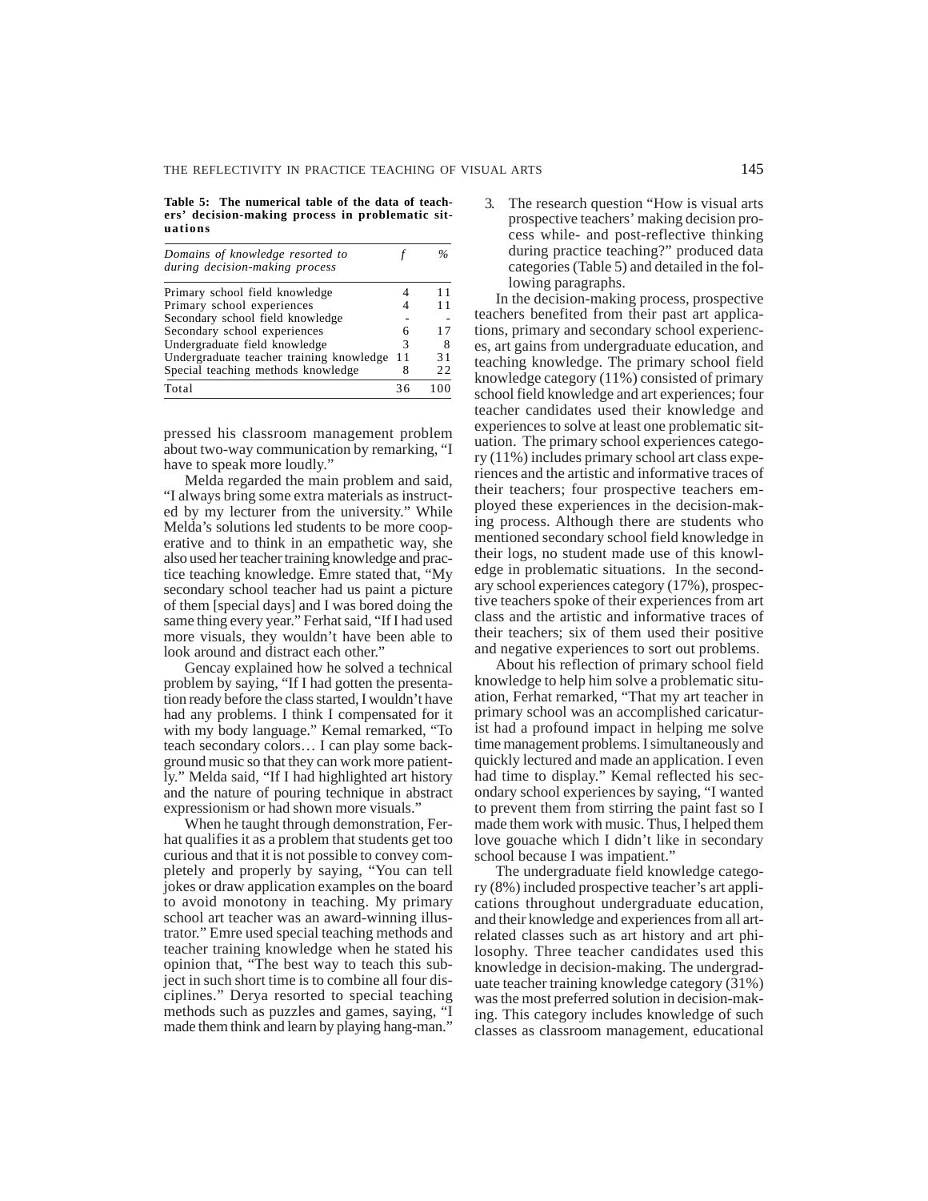**Table 5: The numerical table of the data of teachers' decision-making process in problematic situations**

| *Domains of knowledge resorted to during decision-making process* | *f* | *%* |
|---|---|---|
| Primary school field knowledge | 4 | 11 |
| Primary school experiences | 4 | 11 |
| Secondary school field knowledge | - | - |
| Secondary school experiences | 6 | 17 |
| Undergraduate field knowledge | 3 | 8 |
| Undergraduate teacher training knowledge | 11 | 31 |
| Special teaching methods knowledge | 8 | 22 |
| Total | 36 | 100 |

pressed his classroom management problem about two-way communication by remarking, "I have to speak more loudly."

Melda regarded the main problem and said, "I always bring some extra materials as instructed by my lecturer from the university." While Melda's solutions led students to be more cooperative and to think in an empathetic way, she also used her teacher training knowledge and practice teaching knowledge. Emre stated that, "My secondary school teacher had us paint a picture of them [special days] and I was bored doing the same thing every year." Ferhat said, "If I had used more visuals, they wouldn't have been able to look around and distract each other."

Gencay explained how he solved a technical problem by saying, "If I had gotten the presentation ready before the class started, I wouldn't have had any problems. I think I compensated for it with my body language." Kemal remarked, "To teach secondary colors… I can play some background music so that they can work more patiently." Melda said, "If I had highlighted art history and the nature of pouring technique in abstract expressionism or had shown more visuals."

When he taught through demonstration, Ferhat qualifies it as a problem that students get too curious and that it is not possible to convey completely and properly by saying, "You can tell jokes or draw application examples on the board to avoid monotony in teaching. My primary school art teacher was an award-winning illustrator." Emre used special teaching methods and teacher training knowledge when he stated his opinion that, "The best way to teach this subject in such short time is to combine all four disciplines." Derya resorted to special teaching methods such as puzzles and games, saying, "I made them think and learn by playing hang-man."

3. The research question "How is visual arts prospective teachers' making decision process while- and post-reflective thinking during practice teaching?" produced data categories (Table 5) and detailed in the following paragraphs.

In the decision-making process, prospective teachers benefited from their past art applications, primary and secondary school experiences, art gains from undergraduate education, and teaching knowledge. The primary school field knowledge category (11%) consisted of primary school field knowledge and art experiences; four teacher candidates used their knowledge and experiences to solve at least one problematic situation. The primary school experiences category (11%) includes primary school art class experiences and the artistic and informative traces of their teachers; four prospective teachers employed these experiences in the decision-making process. Although there are students who mentioned secondary school field knowledge in their logs, no student made use of this knowledge in problematic situations. In the secondary school experiences category (17%), prospective teachers spoke of their experiences from art class and the artistic and informative traces of their teachers; six of them used their positive and negative experiences to sort out problems.

About his reflection of primary school field knowledge to help him solve a problematic situation, Ferhat remarked, "That my art teacher in primary school was an accomplished caricaturist had a profound impact in helping me solve time management problems. I simultaneously and quickly lectured and made an application. I even had time to display." Kemal reflected his secondary school experiences by saying, "I wanted to prevent them from stirring the paint fast so I made them work with music. Thus, I helped them love gouache which I didn't like in secondary school because I was impatient."

The undergraduate field knowledge category (8%) included prospective teacher's art applications throughout undergraduate education, and their knowledge and experiences from all art-related classes such as art history and art philosophy. Three teacher candidates used this knowledge in decision-making. The undergraduate teacher training knowledge category (31%) was the most preferred solution in decision-making. This category includes knowledge of such classes as classroom management, educational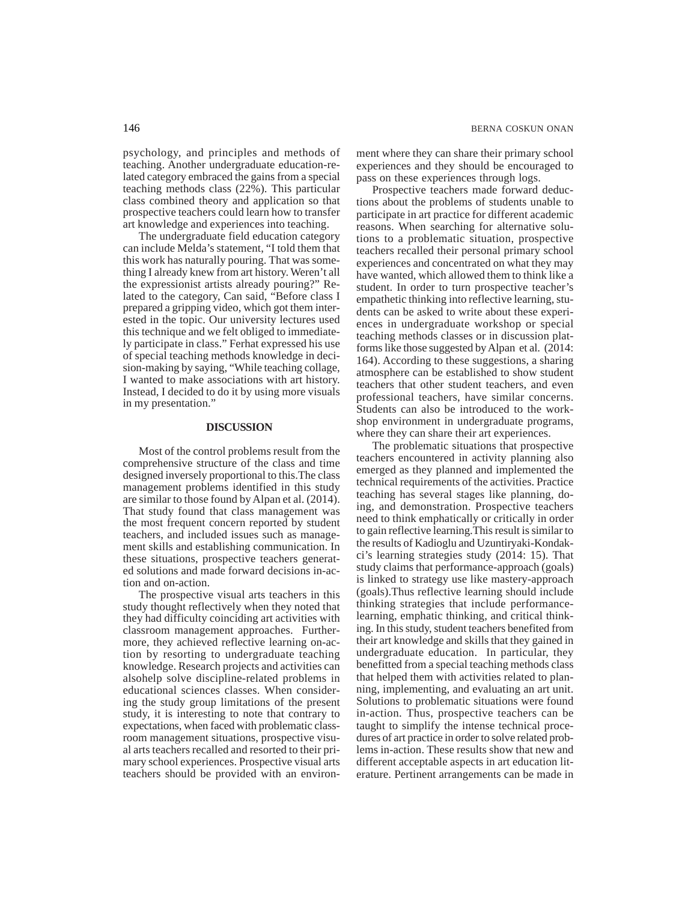psychology, and principles and methods of teaching. Another undergraduate education-related category embraced the gains from a special teaching methods class (22%). This particular class combined theory and application so that prospective teachers could learn how to transfer art knowledge and experiences into teaching.

The undergraduate field education category can include Melda's statement, "I told them that this work has naturally pouring. That was something I already knew from art history. Weren't all the expressionist artists already pouring?" Related to the category, Can said, "Before class I prepared a gripping video, which got them interested in the topic. Our university lectures used this technique and we felt obliged to immediately participate in class." Ferhat expressed his use of special teaching methods knowledge in decision-making by saying, "While teaching collage, I wanted to make associations with art history. Instead, I decided to do it by using more visuals in my presentation."

## DISCUSSION

Most of the control problems result from the comprehensive structure of the class and time designed inversely proportional to this.The class management problems identified in this study are similar to those found by Alpan et al. (2014). That study found that class management was the most frequent concern reported by student teachers, and included issues such as management skills and establishing communication. In these situations, prospective teachers generated solutions and made forward decisions in-action and on-action.

The prospective visual arts teachers in this study thought reflectively when they noted that they had difficulty coinciding art activities with classroom management approaches. Furthermore, they achieved reflective learning on-action by resorting to undergraduate teaching knowledge. Research projects and activities can alsohelp solve discipline-related problems in educational sciences classes. When considering the study group limitations of the present study, it is interesting to note that contrary to expectations, when faced with problematic classroom management situations, prospective visual arts teachers recalled and resorted to their primary school experiences. Prospective visual arts teachers should be provided with an environment where they can share their primary school experiences and they should be encouraged to pass on these experiences through logs.

Prospective teachers made forward deductions about the problems of students unable to participate in art practice for different academic reasons. When searching for alternative solutions to a problematic situation, prospective teachers recalled their personal primary school experiences and concentrated on what they may have wanted, which allowed them to think like a student. In order to turn prospective teacher's empathetic thinking into reflective learning, students can be asked to write about these experiences in undergraduate workshop or special teaching methods classes or in discussion platforms like those suggested by Alpan et al. (2014: 164). According to these suggestions, a sharing atmosphere can be established to show student teachers that other student teachers, and even professional teachers, have similar concerns. Students can also be introduced to the workshop environment in undergraduate programs, where they can share their art experiences.

The problematic situations that prospective teachers encountered in activity planning also emerged as they planned and implemented the technical requirements of the activities. Practice teaching has several stages like planning, doing, and demonstration. Prospective teachers need to think emphatically or critically in order to gain reflective learning.This result is similar to the results of Kadioglu and Uzuntiryaki-Kondakci's learning strategies study (2014: 15). That study claims that performance-approach (goals) is linked to strategy use like mastery-approach (goals).Thus reflective learning should include thinking strategies that include performance-learning, emphatic thinking, and critical thinking. In this study, student teachers benefited from their art knowledge and skills that they gained in undergraduate education. In particular, they benefitted from a special teaching methods class that helped them with activities related to planning, implementing, and evaluating an art unit. Solutions to problematic situations were found in-action. Thus, prospective teachers can be taught to simplify the intense technical procedures of art practice in order to solve related problems in-action. These results show that new and different acceptable aspects in art education literature. Pertinent arrangements can be made in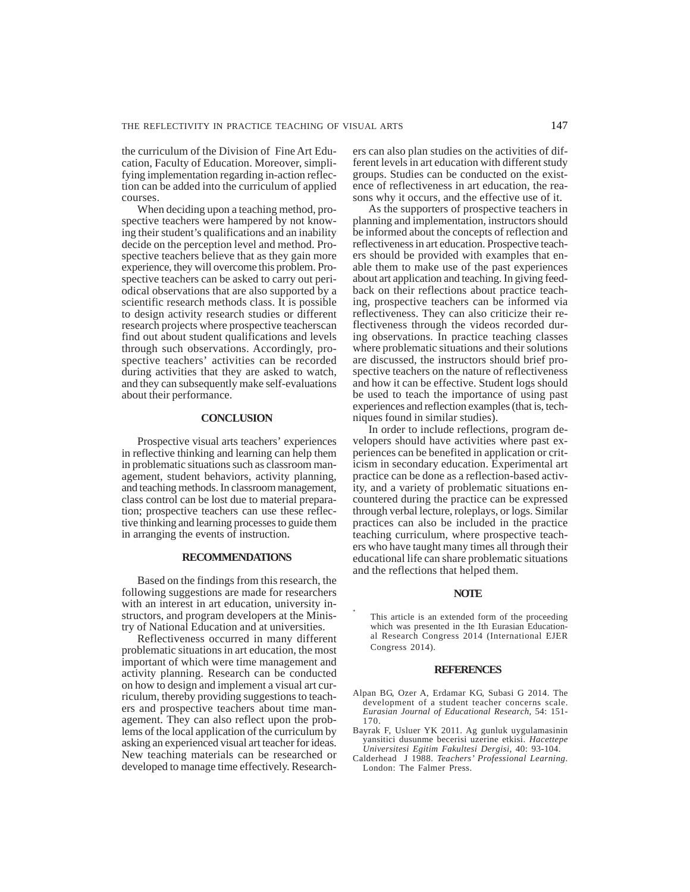the curriculum of the Division of Fine Art Education, Faculty of Education. Moreover, simplifying implementation regarding in-action reflection can be added into the curriculum of applied courses.

When deciding upon a teaching method, prospective teachers were hampered by not knowing their student's qualifications and an inability decide on the perception level and method. Prospective teachers believe that as they gain more experience, they will overcome this problem. Prospective teachers can be asked to carry out periodical observations that are also supported by a scientific research methods class. It is possible to design activity research studies or different research projects where prospective teacherscan find out about student qualifications and levels through such observations. Accordingly, prospective teachers' activities can be recorded during activities that they are asked to watch, and they can subsequently make self-evaluations about their performance.

## CONCLUSION

Prospective visual arts teachers' experiences in reflective thinking and learning can help them in problematic situations such as classroom management, student behaviors, activity planning, and teaching methods. In classroom management, class control can be lost due to material preparation; prospective teachers can use these reflective thinking and learning processes to guide them in arranging the events of instruction.

## RECOMMENDATIONS

Based on the findings from this research, the following suggestions are made for researchers with an interest in art education, university instructors, and program developers at the Ministry of National Education and at universities.

Reflectiveness occurred in many different problematic situations in art education, the most important of which were time management and activity planning. Research can be conducted on how to design and implement a visual art curriculum, thereby providing suggestions to teachers and prospective teachers about time management. They can also reflect upon the problems of the local application of the curriculum by asking an experienced visual art teacher for ideas. New teaching materials can be researched or developed to manage time effectively. Researchers can also plan studies on the activities of different levels in art education with different study groups. Studies can be conducted on the existence of reflectiveness in art education, the reasons why it occurs, and the effective use of it.

As the supporters of prospective teachers in planning and implementation, instructors should be informed about the concepts of reflection and reflectiveness in art education. Prospective teachers should be provided with examples that enable them to make use of the past experiences about art application and teaching. In giving feedback on their reflections about practice teaching, prospective teachers can be informed via reflectiveness. They can also criticize their reflectiveness through the videos recorded during observations. In practice teaching classes where problematic situations and their solutions are discussed, the instructors should brief prospective teachers on the nature of reflectiveness and how it can be effective. Student logs should be used to teach the importance of using past experiences and reflection examples (that is, techniques found in similar studies).

In order to include reflections, program developers should have activities where past experiences can be benefited in application or criticism in secondary education. Experimental art practice can be done as a reflection-based activity, and a variety of problematic situations encountered during the practice can be expressed through verbal lecture, roleplays, or logs. Similar practices can also be included in the practice teaching curriculum, where prospective teachers who have taught many times all through their educational life can share problematic situations and the reflections that helped them.

## NOTE

* This article is an extended form of the proceeding which was presented in the Ith Eurasian Educational Research Congress 2014 (International EJER Congress 2014).

## REFERENCES

Alpan BG, Ozer A, Erdamar KG, Subasi G 2014. The development of a student teacher concerns scale. *Eurasian Journal of Educational Research,* 54: 151-170.

Bayrak F, Usluer YK 2011. Ag gunluk uygulamasinin yansitici dusunme becerisi uzerine etkisi. *Hacettepe Universitesi Egitim Fakultesi Dergisi,* 40: 93-104.

Calderhead J 1988. *Teachers' Professional Learning*. London: The Falmer Press.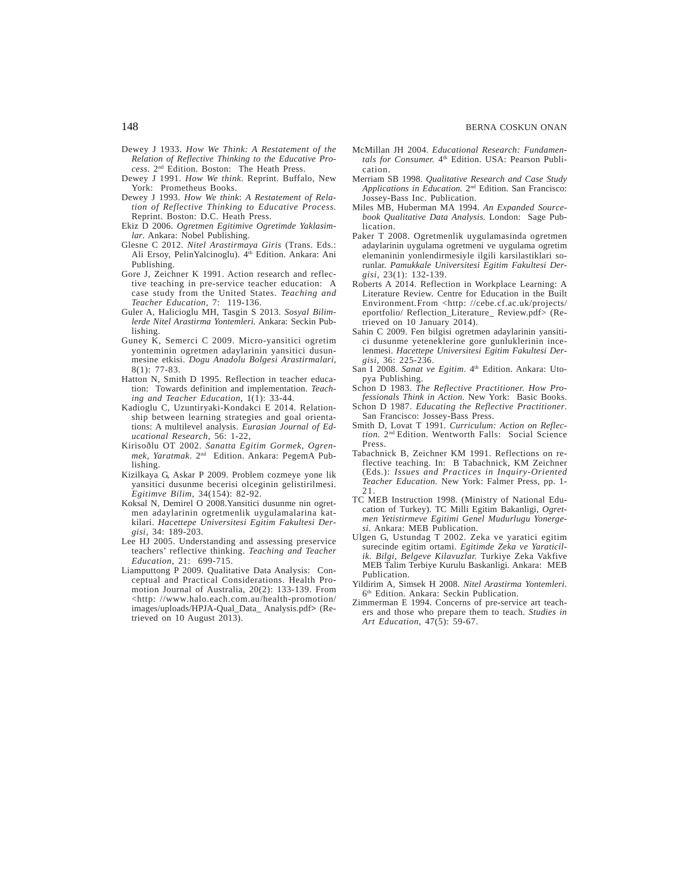Dewey J 1933. *How We Think: A Restatement of the Relation of Reflective Thinking to the Educative Process.* 2nd Edition. Boston: The Heath Press.

Dewey J 1991. *How We think*. Reprint. Buffalo, New York: Prometheus Books.

Dewey J 1993. *How We think*: *A Restatement of Relation of Reflective Thinking to Educative Process.* Reprint. Boston: D.C. Heath Press.

Ekiz D 2006. *Ogretmen Egitimive Ogretimde Yaklasimlar*. Ankara: Nobel Publishing.

Glesne C 2012. *Nitel Arastirmaya Giris* (Trans. Eds.: Ali Ersoy, PelinYalcinoglu). 4th Edition. Ankara: Ani Publishing.

Gore J, Zeichner K 1991. Action research and reflective teaching in pre-service teacher education: A case study from the United States. *Teaching and Teacher Education,* 7: 119-136.

Guler A, Halicioglu MH, Tasgin S 2013. *Sosyal Bilimlerde Nitel Arastirma Yontemleri.* Ankara: Seckin Publishing.

Guney K, Semerci C 2009. Micro-yansitici ogretim yonteminin ogretmen adaylarinin yansitici dusunmesine etkisi. *Dogu Anadolu Bolgesi Arastirmalari,* 8(1): 77-83.

Hatton N, Smith D 1995. Reflection in teacher education: Towards definition and implementation. *Teaching and Teacher Education,* 1(1): 33-44.

Kadioglu C, Uzuntiryaki-Kondakci E 2014. Relationship between learning strategies and goal orientations: A multilevel analysis. *Eurasian Journal of Educational Research,* 56: 1-22,

Kirisoðlu OT 2002. *Sanatta Egitim Gormek, Ogrenmek, Yaratmak*. 2nd Edition. Ankara: PegemA Publishing.

Kizilkaya G, Askar P 2009. Problem cozmeye yone lik yansitici dusunme becerisi olceginin gelistirilmesi. *Egitimve Bilim,* 34(154): 82-92.

Koksal N, Demirel O 2008.Yansitici dusunme nin ogretmen adaylarinin ogretmenlik uygulamalarina katkilari. *Hacettepe Universitesi Egitim Fakultesi Dergisi,* 34: 189-203.

Lee HJ 2005. Understanding and assessing preservice teachers' reflective thinking. *Teaching and Teacher Education,* 21: 699-715.

Liamputtong P 2009. Qualitative Data Analysis: Conceptual and Practical Considerations. Health Promotion Journal of Australia, 20(2): 133-139. From <http: //www.halo.each.com.au/health-promotion/images/uploads/HPJA-Qual_Data_ Analysis.pdf> (Retrieved on 10 August 2013).

McMillan JH 2004. *Educational Research: Fundamentals for Consumer.* 4th Edition. USA: Pearson Publication.

Merriam SB 1998. *Qualitative Research and Case Study Applications in Education.* 2nd Edition. San Francisco: Jossey-Bass Inc. Publication.

Miles MB, Huberman MA 1994. *An Expanded Sourcebook Qualitative Data Analysis.* London: Sage Publication.

Paker T 2008. Ogretmenlik uygulamasinda ogretmen adaylarinin uygulama ogretmeni ve uygulama ogretim elemaninin yonlendirmesiyle ilgili karsilastiklari sorunlar. *Pamukkale Universitesi Egitim Fakultesi Dergisi,* 23(1): 132-139.

Roberts A 2014. Reflection in Workplace Learning: A Literature Review. Centre for Education in the Built Environment.From <http: //cebe.cf.ac.uk/projects/eportfolio/ Reflection_Literature_ Review.pdf> (Retrieved on 10 January 2014).

Sahin C 2009. Fen bilgisi ogretmen adaylarinin yansitici dusunme yeteneklerine gore gunluklerinin incelenmesi. *Hacettepe Universitesi Egitim Fakultesi Dergisi,* 36: 225-236.

San I 2008. *Sanat ve Egitim*. 4th Edition. Ankara: Utopya Publishing.

Schon D 1983. *The Reflective Practitioner. How Professionals Think in Action.* New York: Basic Books.

Schon D 1987. *Educating the Reflective Practitioner.* San Francisco: Jossey-Bass Press.

Smith D, Lovat T 1991. *Curriculum: Action on Reflection.* 2nd Edition. Wentworth Falls: Social Science Press.

Tabachnick B, Zeichner KM 1991. Reflections on reflective teaching. In: B Tabachnick, KM Zeichner (Eds.): *Issues and Practices in Inquiry-Oriented Teacher Education.* New York: Falmer Press, pp. 1-21.

TC MEB Instruction 1998. (Ministry of National Education of Turkey). TC Milli Egitim Bakanligi, *Ogretmen Yetistirmeve Egitimi Genel Mudurlugu Yonergesi*. Ankara: MEB Publication.

Ulgen G, Ustundag T 2002. Zeka ve yaratici egitim surecinde egitim ortami. *Egitimde Zeka ve Yaraticilik. Bilgi, Belgeve Kilavuzlar.* Turkiye Zeka Vakfive MEB Talim Terbiye Kurulu Baskanligi. Ankara: MEB Publication.

Yildirim A, Simsek H 2008. *Nitel Arastirma Yontemleri*. 6th Edition. Ankara: Seckin Publication.

Zimmerman E 1994. Concerns of pre-service art teachers and those who prepare them to teach. *Studies in Art Education,* 47(5): 59-67.